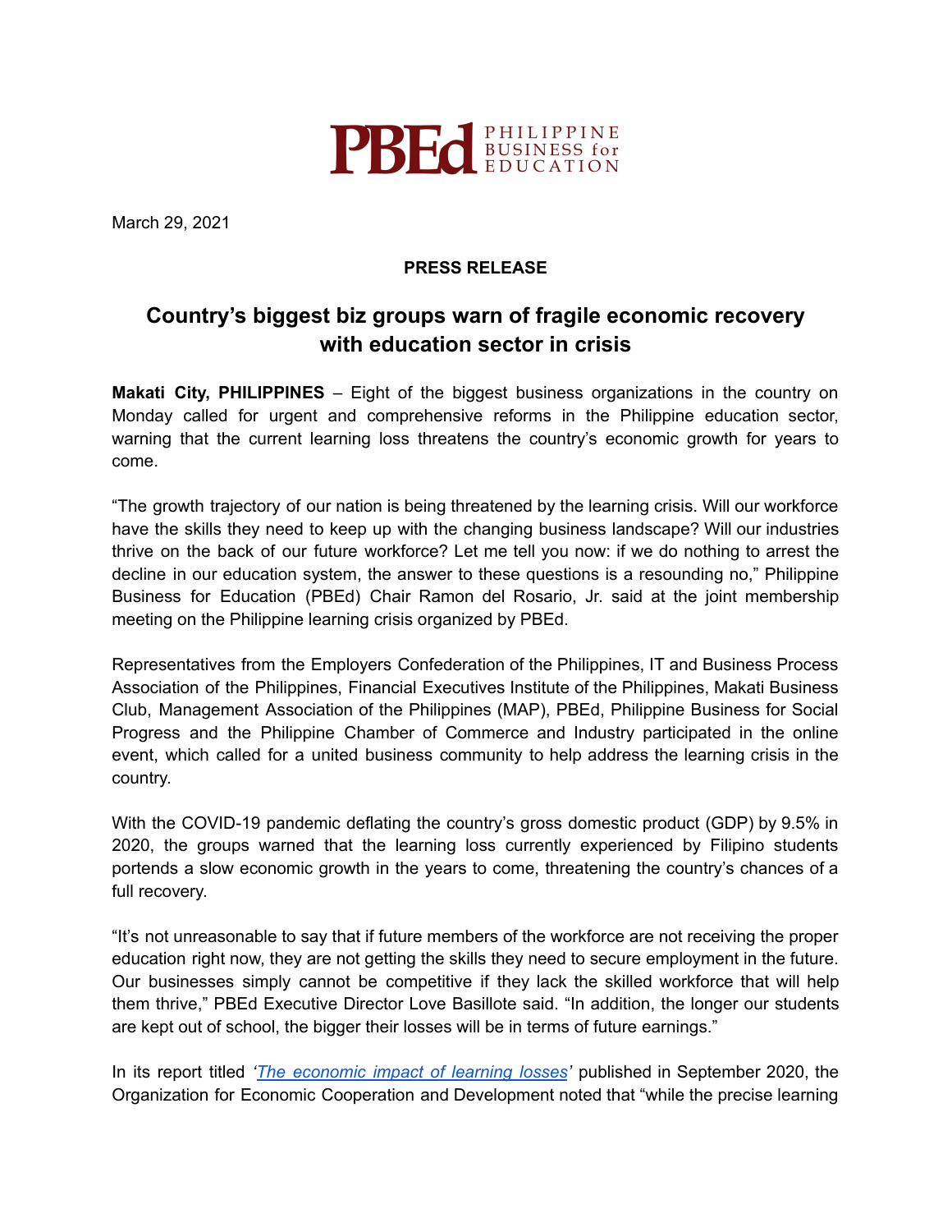PBEd PHILIPPINE BUSINESS for EDUCATION

March 29, 2021

**PRESS RELEASE**

## Country's biggest biz groups warn of fragile economic recovery with education sector in crisis

**Makati City, PHILIPPINES** – Eight of the biggest business organizations in the country on Monday called for urgent and comprehensive reforms in the Philippine education sector, warning that the current learning loss threatens the country's economic growth for years to come.

"The growth trajectory of our nation is being threatened by the learning crisis. Will our workforce have the skills they need to keep up with the changing business landscape? Will our industries thrive on the back of our future workforce? Let me tell you now: if we do nothing to arrest the decline in our education system, the answer to these questions is a resounding no," Philippine Business for Education (PBEd) Chair Ramon del Rosario, Jr. said at the joint membership meeting on the Philippine learning crisis organized by PBEd.

Representatives from the Employers Confederation of the Philippines, IT and Business Process Association of the Philippines, Financial Executives Institute of the Philippines, Makati Business Club, Management Association of the Philippines (MAP), PBEd, Philippine Business for Social Progress and the Philippine Chamber of Commerce and Industry participated in the online event, which called for a united business community to help address the learning crisis in the country.

With the COVID-19 pandemic deflating the country's gross domestic product (GDP) by 9.5% in 2020, the groups warned that the learning loss currently experienced by Filipino students portends a slow economic growth in the years to come, threatening the country's chances of a full recovery.

"It's not unreasonable to say that if future members of the workforce are not receiving the proper education right now, they are not getting the skills they need to secure employment in the future. Our businesses simply cannot be competitive if they lack the skilled workforce that will help them thrive," PBEd Executive Director Love Basillote said. "In addition, the longer our students are kept out of school, the bigger their losses will be in terms of future earnings."

In its report titled *'The economic impact of learning losses'* published in September 2020, the Organization for Economic Cooperation and Development noted that "while the precise learning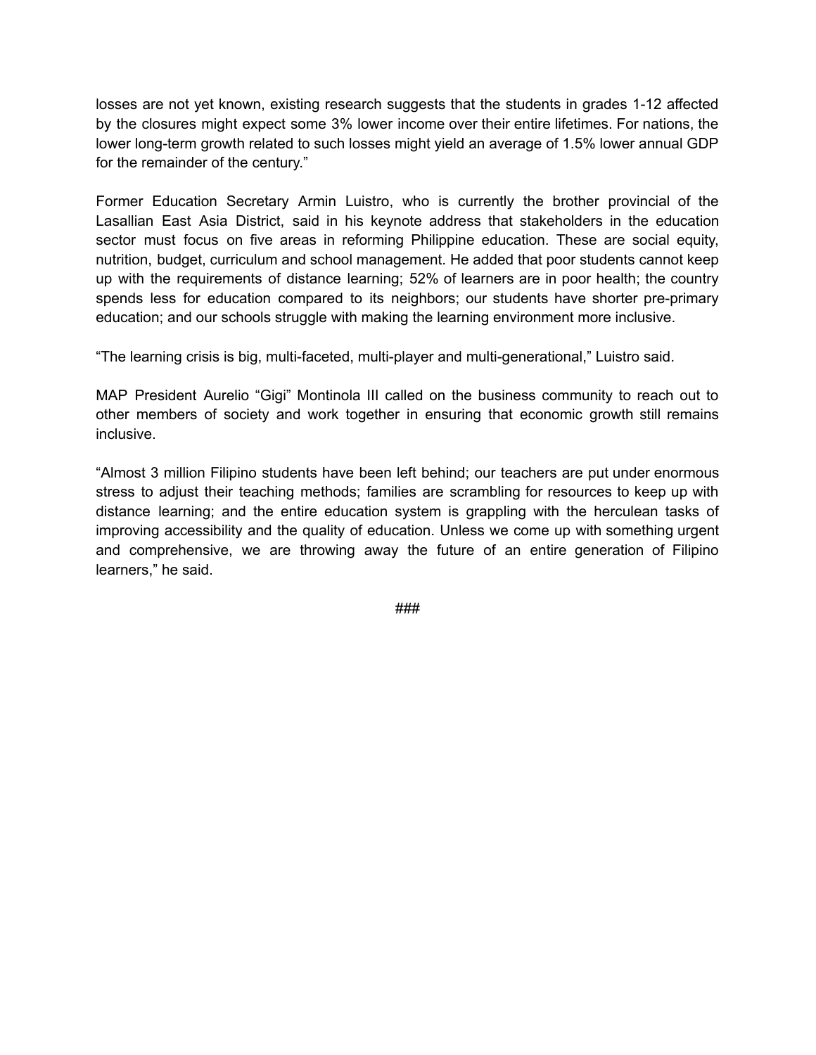losses are not yet known, existing research suggests that the students in grades 1-12 affected by the closures might expect some 3% lower income over their entire lifetimes. For nations, the lower long-term growth related to such losses might yield an average of 1.5% lower annual GDP for the remainder of the century."

Former Education Secretary Armin Luistro, who is currently the brother provincial of the Lasallian East Asia District, said in his keynote address that stakeholders in the education sector must focus on five areas in reforming Philippine education. These are social equity, nutrition, budget, curriculum and school management. He added that poor students cannot keep up with the requirements of distance learning; 52% of learners are in poor health; the country spends less for education compared to its neighbors; our students have shorter pre-primary education; and our schools struggle with making the learning environment more inclusive.

"The learning crisis is big, multi-faceted, multi-player and multi-generational," Luistro said.

MAP President Aurelio "Gigi" Montinola III called on the business community to reach out to other members of society and work together in ensuring that economic growth still remains inclusive.

"Almost 3 million Filipino students have been left behind; our teachers are put under enormous stress to adjust their teaching methods; families are scrambling for resources to keep up with distance learning; and the entire education system is grappling with the herculean tasks of improving accessibility and the quality of education. Unless we come up with something urgent and comprehensive, we are throwing away the future of an entire generation of Filipino learners," he said.

###